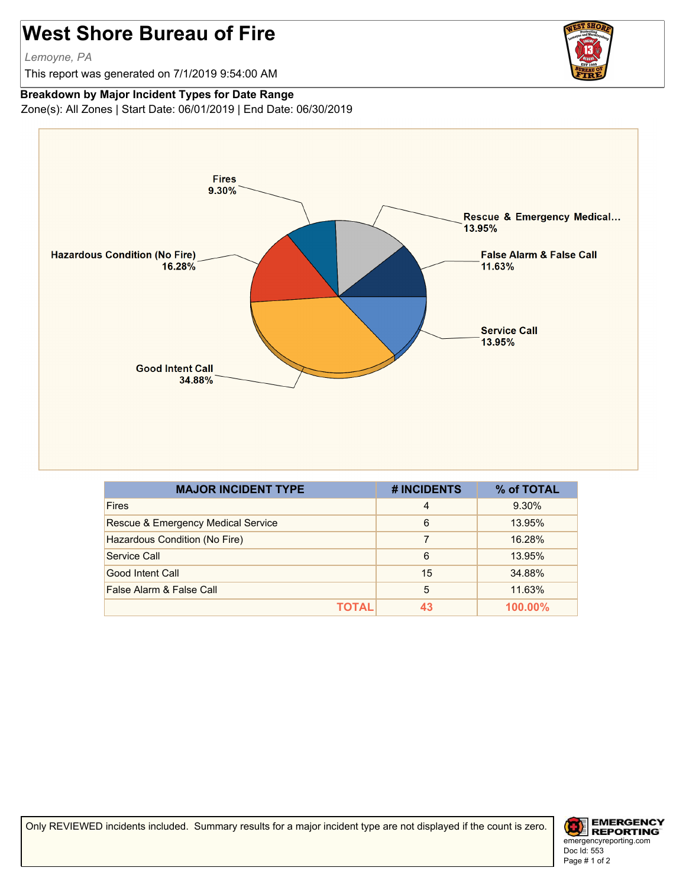# West Shore Bureau of Fire

*Lemoyne, PA*

This report was generated on 7/1/2019 9:54:00 AM

**Breakdown by Major Incident Types for Date Range**

Zone(s): All Zones | Start Date: 06/01/2019 | End Date: 06/30/2019

Fires 9.30%

Rescue & Emergency Medical... 13.95%

Hazardous Condition (No Fire) 16.28%

False Alarm & False Call 11.63%

Service Call 13.95%

Good Intent Call 34.88%

| MAJOR INCIDENT TYPE | # INCIDENTS | % of TOTAL |
| --- | --- | --- |
| Fires | 4 | 9.30% |
| Rescue & Emergency Medical Service | 6 | 13.95% |
| Hazardous Condition (No Fire) | 7 | 16.28% |
| Service Call | 6 | 13.95% |
| Good Intent Call | 15 | 34.88% |
| False Alarm & False Call | 5 | 11.63% |
| **TOTAL** | **43** | **100.00%** |

Only REVIEWED incidents included. Summary results for a major incident type are not displayed if the count is zero.

EMERGENCY REPORTING
emergencyreporting.com
Doc Id: 553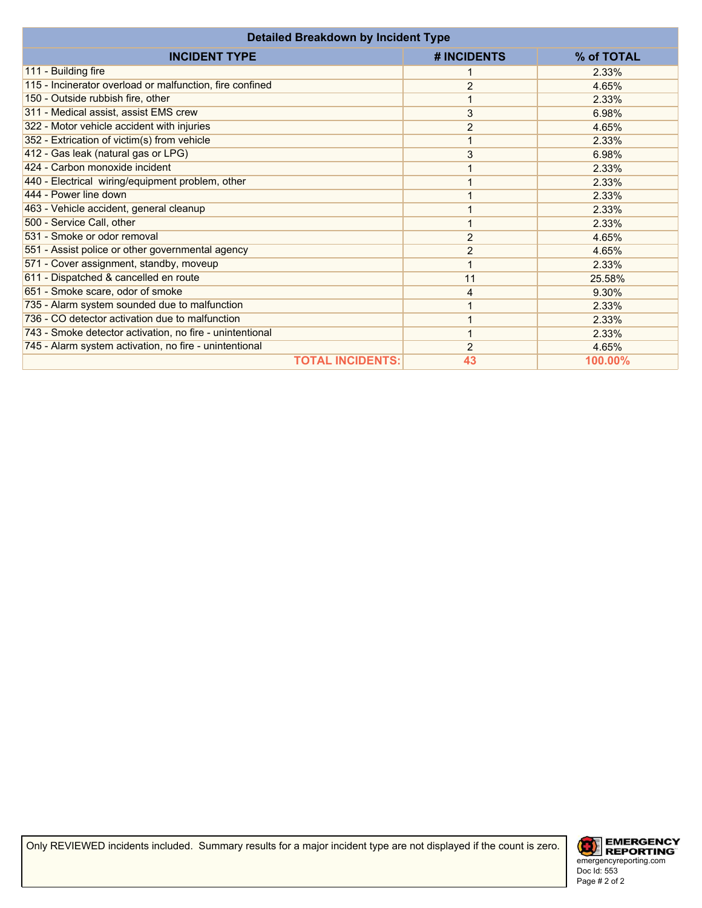| Detailed Breakdown by Incident Type | | |
|---|---|---|
| **INCIDENT TYPE** | **# INCIDENTS** | **% of TOTAL** |
| 111 - Building fire | 1 | 2.33% |
| 115 - Incinerator overload or malfunction, fire confined | 2 | 4.65% |
| 150 - Outside rubbish fire, other | 1 | 2.33% |
| 311 - Medical assist, assist EMS crew | 3 | 6.98% |
| 322 - Motor vehicle accident with injuries | 2 | 4.65% |
| 352 - Extrication of victim(s) from vehicle | 1 | 2.33% |
| 412 - Gas leak (natural gas or LPG) | 3 | 6.98% |
| 424 - Carbon monoxide incident | 1 | 2.33% |
| 440 - Electrical wiring/equipment problem, other | 1 | 2.33% |
| 444 - Power line down | 1 | 2.33% |
| 463 - Vehicle accident, general cleanup | 1 | 2.33% |
| 500 - Service Call, other | 1 | 2.33% |
| 531 - Smoke or odor removal | 2 | 4.65% |
| 551 - Assist police or other governmental agency | 2 | 4.65% |
| 571 - Cover assignment, standby, moveup | 1 | 2.33% |
| 611 - Dispatched & cancelled en route | 11 | 25.58% |
| 651 - Smoke scare, odor of smoke | 4 | 9.30% |
| 735 - Alarm system sounded due to malfunction | 1 | 2.33% |
| 736 - CO detector activation due to malfunction | 1 | 2.33% |
| 743 - Smoke detector activation, no fire - unintentional | 1 | 2.33% |
| 745 - Alarm system activation, no fire - unintentional | 2 | 4.65% |
| **TOTAL INCIDENTS:** | **43** | **100.00%** |

Only REVIEWED incidents included. Summary results for a major incident type are not displayed if the count is zero.

EMERGENCY REPORTING
emergencyreporting.com
Doc Id: 553